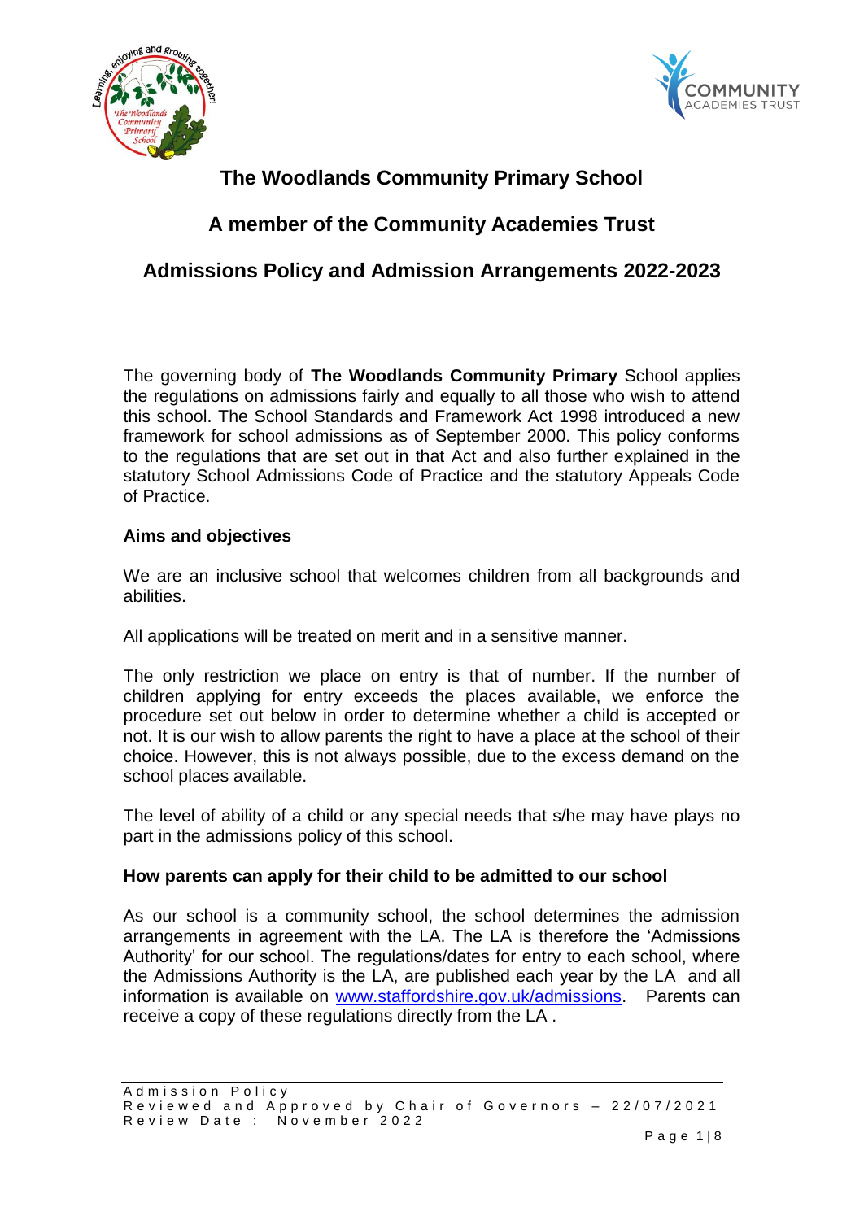# The Woodlands Community Primary School

## A member of the Community Academies Trust

## Admissions Policy and Admission Arrangements 2022-2023

The governing body of **The Woodlands Community Primary** School applies the regulations on admissions fairly and equally to all those who wish to attend this school. The School Standards and Framework Act 1998 introduced a new framework for school admissions as of September 2000. This policy conforms to the regulations that are set out in that Act and also further explained in the statutory School Admissions Code of Practice and the statutory Appeals Code of Practice.

### Aims and objectives

We are an inclusive school that welcomes children from all backgrounds and abilities.

All applications will be treated on merit and in a sensitive manner.

The only restriction we place on entry is that of number. If the number of children applying for entry exceeds the places available, we enforce the procedure set out below in order to determine whether a child is accepted or not. It is our wish to allow parents the right to have a place at the school of their choice. However, this is not always possible, due to the excess demand on the school places available.

The level of ability of a child or any special needs that s/he may have plays no part in the admissions policy of this school.

### How parents can apply for their child to be admitted to our school

As our school is a community school, the school determines the admission arrangements in agreement with the LA. The LA is therefore the 'Admissions Authority' for our school. The regulations/dates for entry to each school, where the Admissions Authority is the LA, are published each year by the LA and all information is available on www.staffordshire.gov.uk/admissions. Parents can receive a copy of these regulations directly from the LA .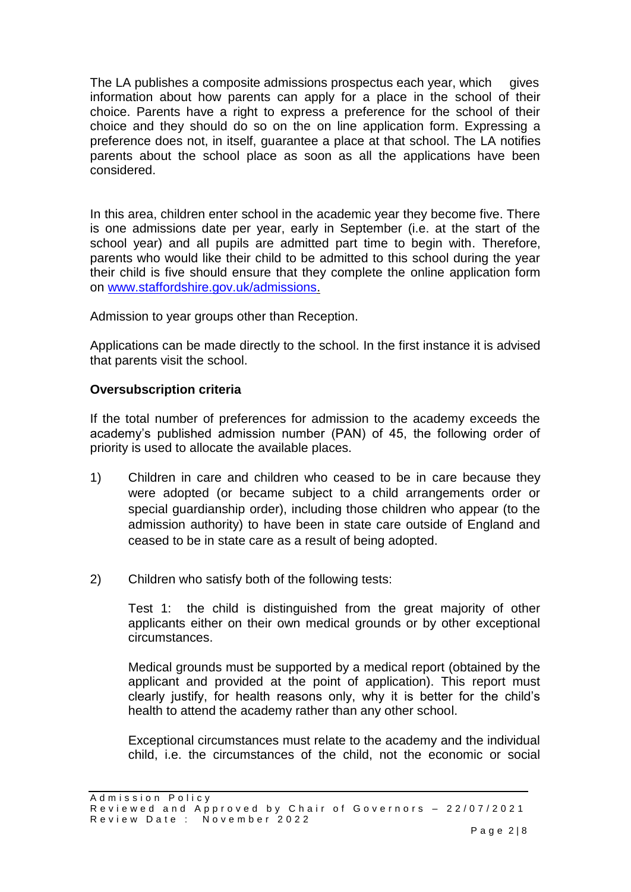The LA publishes a composite admissions prospectus each year, which gives information about how parents can apply for a place in the school of their choice. Parents have a right to express a preference for the school of their choice and they should do so on the on line application form. Expressing a preference does not, in itself, guarantee a place at that school. The LA notifies parents about the school place as soon as all the applications have been considered.

In this area, children enter school in the academic year they become five. There is one admissions date per year, early in September (i.e. at the start of the school year) and all pupils are admitted part time to begin with. Therefore, parents who would like their child to be admitted to this school during the year their child is five should ensure that they complete the online application form on [www.staffordshire.gov.uk/admissions](http://www.staffordshire.gov.uk/admissions).

Admission to year groups other than Reception.

Applications can be made directly to the school. In the first instance it is advised that parents visit the school.

**Oversubscription criteria**

If the total number of preferences for admission to the academy exceeds the academy's published admission number (PAN) of 45, the following order of priority is used to allocate the available places.

1) Children in care and children who ceased to be in care because they were adopted (or became subject to a child arrangements order or special guardianship order), including those children who appear (to the admission authority) to have been in state care outside of England and ceased to be in state care as a result of being adopted.

2) Children who satisfy both of the following tests:

   Test 1: the child is distinguished from the great majority of other applicants either on their own medical grounds or by other exceptional circumstances.

   Medical grounds must be supported by a medical report (obtained by the applicant and provided at the point of application). This report must clearly justify, for health reasons only, why it is better for the child's health to attend the academy rather than any other school.

   Exceptional circumstances must relate to the academy and the individual child, i.e. the circumstances of the child, not the economic or social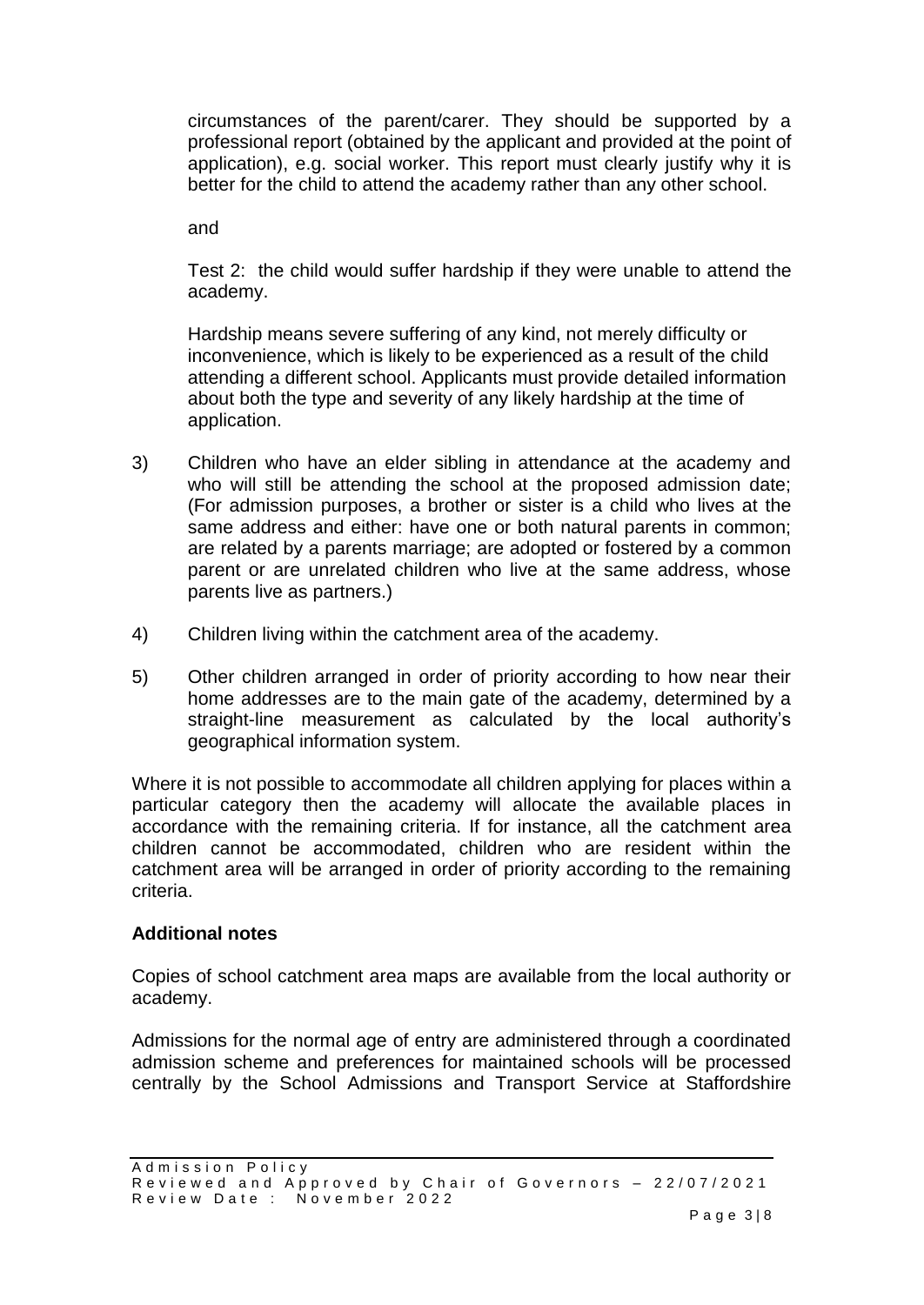circumstances of the parent/carer. They should be supported by a professional report (obtained by the applicant and provided at the point of application), e.g. social worker. This report must clearly justify why it is better for the child to attend the academy rather than any other school.

and

Test 2: the child would suffer hardship if they were unable to attend the academy.

Hardship means severe suffering of any kind, not merely difficulty or inconvenience, which is likely to be experienced as a result of the child attending a different school. Applicants must provide detailed information about both the type and severity of any likely hardship at the time of application.

3) Children who have an elder sibling in attendance at the academy and who will still be attending the school at the proposed admission date; (For admission purposes, a brother or sister is a child who lives at the same address and either: have one or both natural parents in common; are related by a parents marriage; are adopted or fostered by a common parent or are unrelated children who live at the same address, whose parents live as partners.)

4) Children living within the catchment area of the academy.

5) Other children arranged in order of priority according to how near their home addresses are to the main gate of the academy, determined by a straight-line measurement as calculated by the local authority's geographical information system.

Where it is not possible to accommodate all children applying for places within a particular category then the academy will allocate the available places in accordance with the remaining criteria. If for instance, all the catchment area children cannot be accommodated, children who are resident within the catchment area will be arranged in order of priority according to the remaining criteria.

**Additional notes**

Copies of school catchment area maps are available from the local authority or academy.

Admissions for the normal age of entry are administered through a coordinated admission scheme and preferences for maintained schools will be processed centrally by the School Admissions and Transport Service at Staffordshire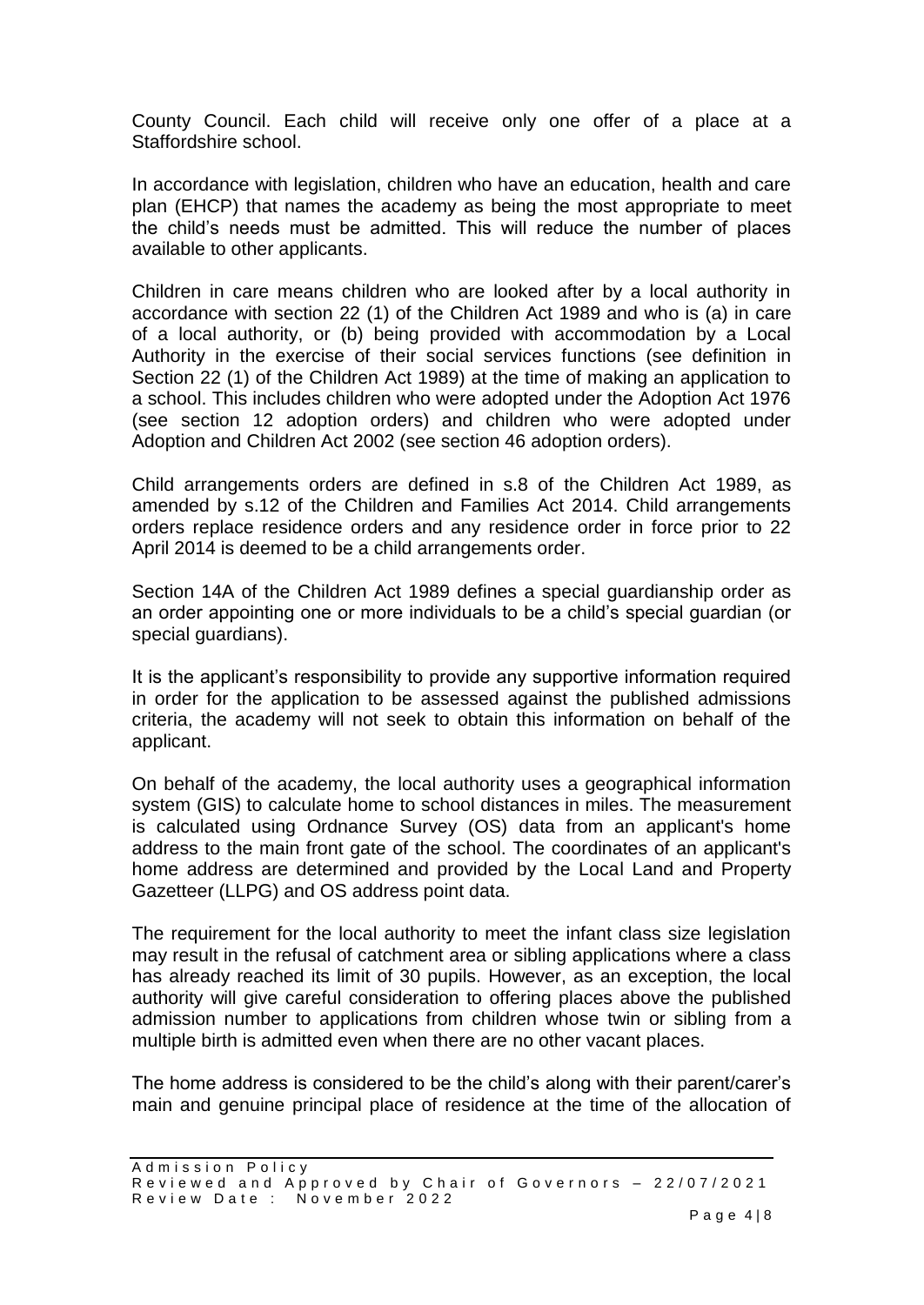County Council. Each child will receive only one offer of a place at a Staffordshire school.

In accordance with legislation, children who have an education, health and care plan (EHCP) that names the academy as being the most appropriate to meet the child's needs must be admitted. This will reduce the number of places available to other applicants.

Children in care means children who are looked after by a local authority in accordance with section 22 (1) of the Children Act 1989 and who is (a) in care of a local authority, or (b) being provided with accommodation by a Local Authority in the exercise of their social services functions (see definition in Section 22 (1) of the Children Act 1989) at the time of making an application to a school. This includes children who were adopted under the Adoption Act 1976 (see section 12 adoption orders) and children who were adopted under Adoption and Children Act 2002 (see section 46 adoption orders).

Child arrangements orders are defined in s.8 of the Children Act 1989, as amended by s.12 of the Children and Families Act 2014. Child arrangements orders replace residence orders and any residence order in force prior to 22 April 2014 is deemed to be a child arrangements order.

Section 14A of the Children Act 1989 defines a special guardianship order as an order appointing one or more individuals to be a child's special guardian (or special guardians).

It is the applicant's responsibility to provide any supportive information required in order for the application to be assessed against the published admissions criteria, the academy will not seek to obtain this information on behalf of the applicant.

On behalf of the academy, the local authority uses a geographical information system (GIS) to calculate home to school distances in miles. The measurement is calculated using Ordnance Survey (OS) data from an applicant's home address to the main front gate of the school. The coordinates of an applicant's home address are determined and provided by the Local Land and Property Gazetteer (LLPG) and OS address point data.

The requirement for the local authority to meet the infant class size legislation may result in the refusal of catchment area or sibling applications where a class has already reached its limit of 30 pupils. However, as an exception, the local authority will give careful consideration to offering places above the published admission number to applications from children whose twin or sibling from a multiple birth is admitted even when there are no other vacant places.

The home address is considered to be the child's along with their parent/carer's main and genuine principal place of residence at the time of the allocation of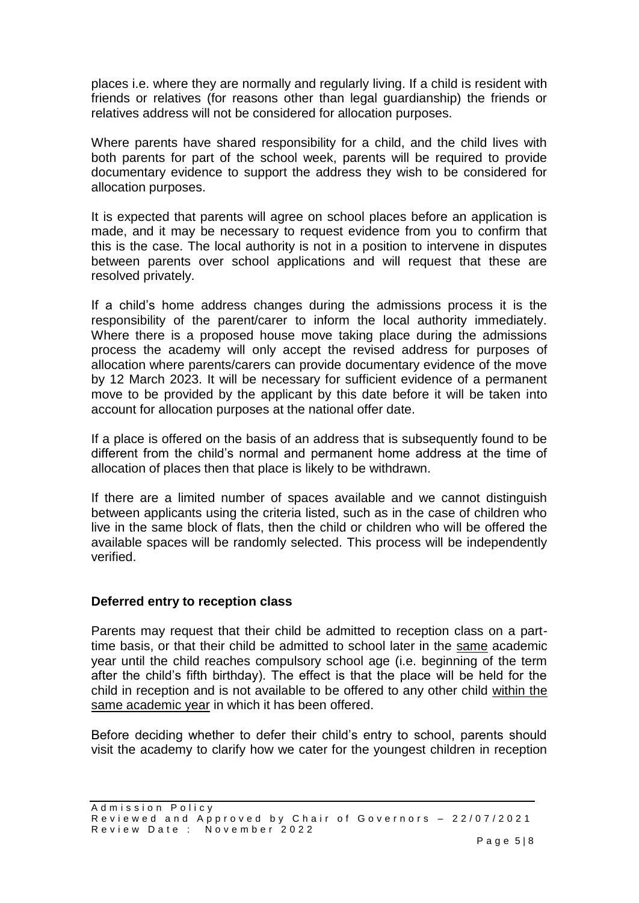places i.e. where they are normally and regularly living. If a child is resident with friends or relatives (for reasons other than legal guardianship) the friends or relatives address will not be considered for allocation purposes.

Where parents have shared responsibility for a child, and the child lives with both parents for part of the school week, parents will be required to provide documentary evidence to support the address they wish to be considered for allocation purposes.

It is expected that parents will agree on school places before an application is made, and it may be necessary to request evidence from you to confirm that this is the case. The local authority is not in a position to intervene in disputes between parents over school applications and will request that these are resolved privately.

If a child's home address changes during the admissions process it is the responsibility of the parent/carer to inform the local authority immediately. Where there is a proposed house move taking place during the admissions process the academy will only accept the revised address for purposes of allocation where parents/carers can provide documentary evidence of the move by 12 March 2023. It will be necessary for sufficient evidence of a permanent move to be provided by the applicant by this date before it will be taken into account for allocation purposes at the national offer date.

If a place is offered on the basis of an address that is subsequently found to be different from the child's normal and permanent home address at the time of allocation of places then that place is likely to be withdrawn.

If there are a limited number of spaces available and we cannot distinguish between applicants using the criteria listed, such as in the case of children who live in the same block of flats, then the child or children who will be offered the available spaces will be randomly selected. This process will be independently verified.

**Deferred entry to reception class**

Parents may request that their child be admitted to reception class on a part-time basis, or that their child be admitted to school later in the same academic year until the child reaches compulsory school age (i.e. beginning of the term after the child's fifth birthday). The effect is that the place will be held for the child in reception and is not available to be offered to any other child within the same academic year in which it has been offered.

Before deciding whether to defer their child's entry to school, parents should visit the academy to clarify how we cater for the youngest children in reception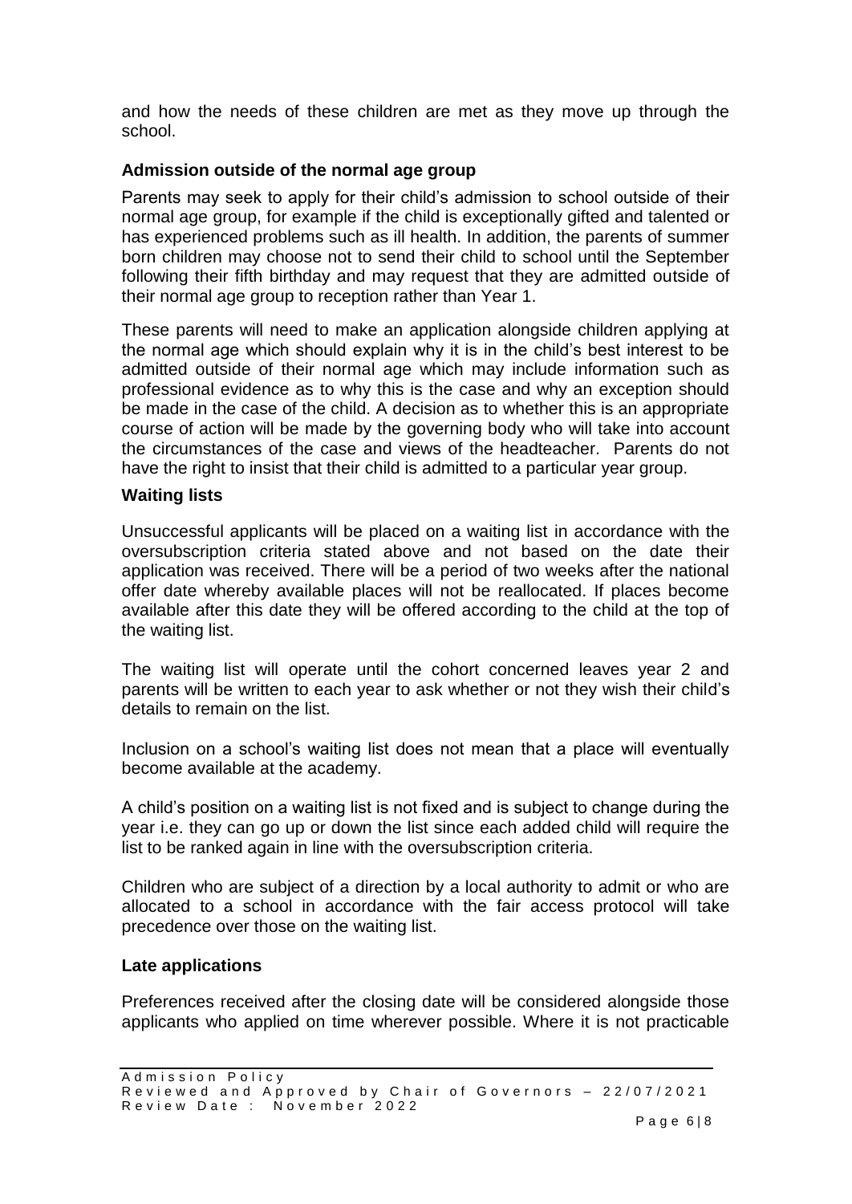and how the needs of these children are met as they move up through the school.

**Admission outside of the normal age group**

Parents may seek to apply for their child's admission to school outside of their normal age group, for example if the child is exceptionally gifted and talented or has experienced problems such as ill health. In addition, the parents of summer born children may choose not to send their child to school until the September following their fifth birthday and may request that they are admitted outside of their normal age group to reception rather than Year 1.

These parents will need to make an application alongside children applying at the normal age which should explain why it is in the child's best interest to be admitted outside of their normal age which may include information such as professional evidence as to why this is the case and why an exception should be made in the case of the child. A decision as to whether this is an appropriate course of action will be made by the governing body who will take into account the circumstances of the case and views of the headteacher. Parents do not have the right to insist that their child is admitted to a particular year group.

**Waiting lists**

Unsuccessful applicants will be placed on a waiting list in accordance with the oversubscription criteria stated above and not based on the date their application was received. There will be a period of two weeks after the national offer date whereby available places will not be reallocated. If places become available after this date they will be offered according to the child at the top of the waiting list.

The waiting list will operate until the cohort concerned leaves year 2 and parents will be written to each year to ask whether or not they wish their child's details to remain on the list.

Inclusion on a school's waiting list does not mean that a place will eventually become available at the academy.

A child's position on a waiting list is not fixed and is subject to change during the year i.e. they can go up or down the list since each added child will require the list to be ranked again in line with the oversubscription criteria.

Children who are subject of a direction by a local authority to admit or who are allocated to a school in accordance with the fair access protocol will take precedence over those on the waiting list.

**Late applications**

Preferences received after the closing date will be considered alongside those applicants who applied on time wherever possible. Where it is not practicable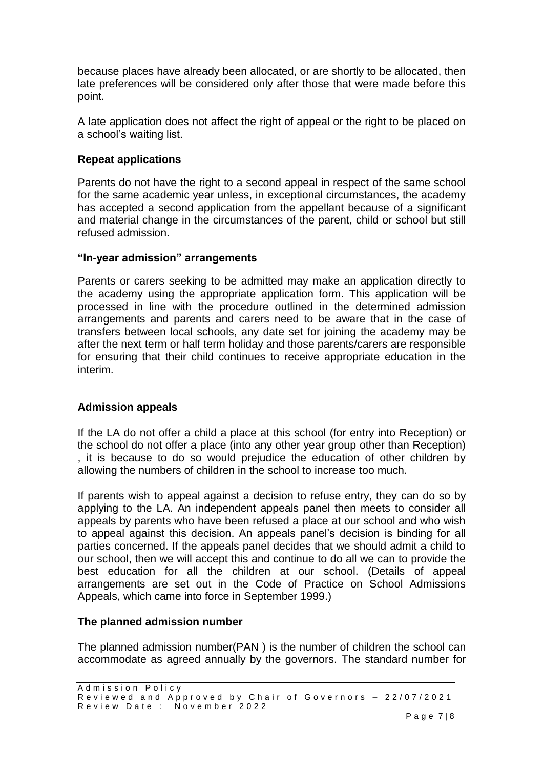because places have already been allocated, or are shortly to be allocated, then late preferences will be considered only after those that were made before this point.

A late application does not affect the right of appeal or the right to be placed on a school's waiting list.

**Repeat applications**

Parents do not have the right to a second appeal in respect of the same school for the same academic year unless, in exceptional circumstances, the academy has accepted a second application from the appellant because of a significant and material change in the circumstances of the parent, child or school but still refused admission.

**"In-year admission" arrangements**

Parents or carers seeking to be admitted may make an application directly to the academy using the appropriate application form. This application will be processed in line with the procedure outlined in the determined admission arrangements and parents and carers need to be aware that in the case of transfers between local schools, any date set for joining the academy may be after the next term or half term holiday and those parents/carers are responsible for ensuring that their child continues to receive appropriate education in the interim.

**Admission appeals**

If the LA do not offer a child a place at this school (for entry into Reception) or the school do not offer a place (into any other year group other than Reception) , it is because to do so would prejudice the education of other children by allowing the numbers of children in the school to increase too much.

If parents wish to appeal against a decision to refuse entry, they can do so by applying to the LA. An independent appeals panel then meets to consider all appeals by parents who have been refused a place at our school and who wish to appeal against this decision. An appeals panel's decision is binding for all parties concerned. If the appeals panel decides that we should admit a child to our school, then we will accept this and continue to do all we can to provide the best education for all the children at our school. (Details of appeal arrangements are set out in the Code of Practice on School Admissions Appeals, which came into force in September 1999.)

**The planned admission number**

The planned admission number(PAN ) is the number of children the school can accommodate as agreed annually by the governors. The standard number for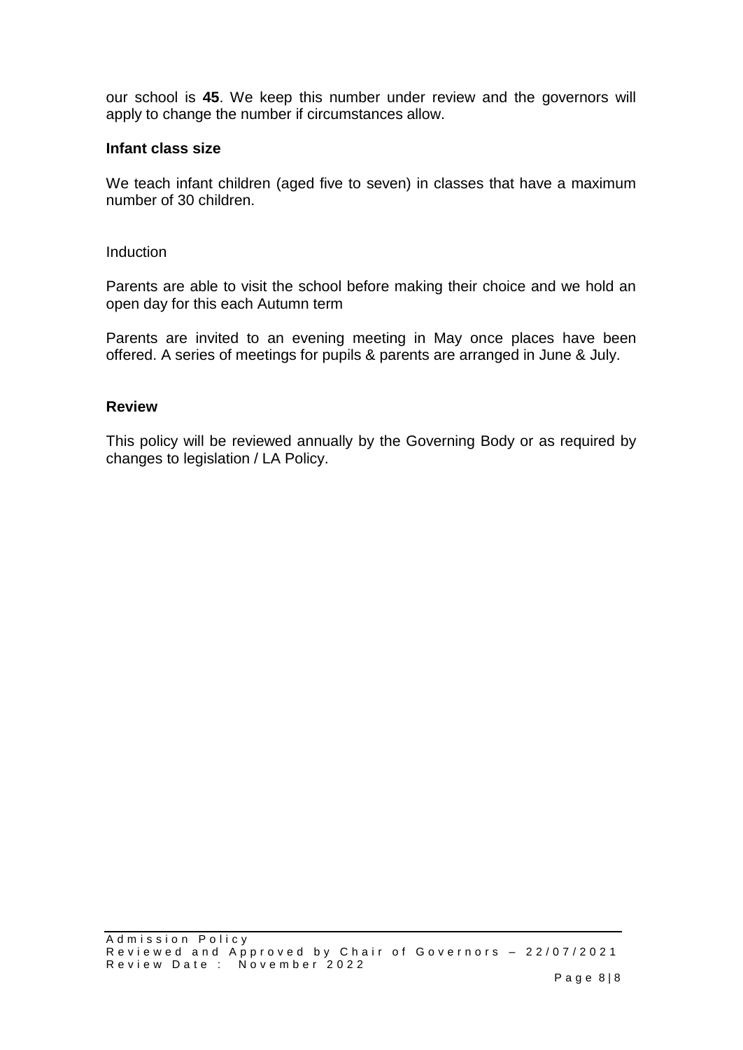our school is **45**. We keep this number under review and the governors will apply to change the number if circumstances allow.

**Infant class size**

We teach infant children (aged five to seven) in classes that have a maximum number of 30 children.

Induction

Parents are able to visit the school before making their choice and we hold an open day for this each Autumn term

Parents are invited to an evening meeting in May once places have been offered. A series of meetings for pupils & parents are arranged in June & July.

**Review**

This policy will be reviewed annually by the Governing Body or as required by changes to legislation / LA Policy.